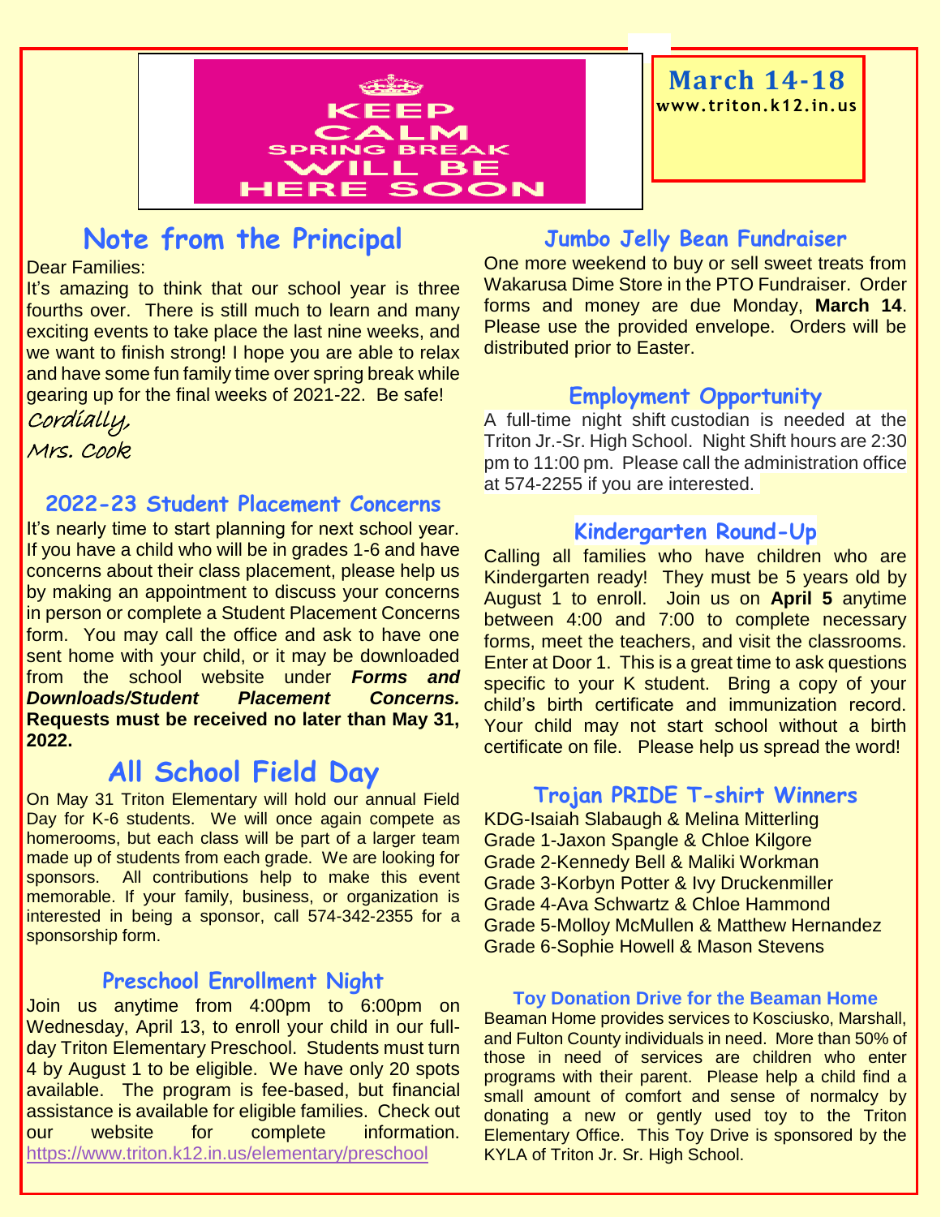KEEP CALM SPRING BREAK WILL BE HERE SOON

**March 14-18**
www.triton.k12.in.us

## Note from the Principal

Dear Families:

It's amazing to think that our school year is three fourths over. There is still much to learn and many exciting events to take place the last nine weeks, and we want to finish strong! I hope you are able to relax and have some fun family time over spring break while gearing up for the final weeks of 2021-22. Be safe!

Cordially,

Mrs. Cook

### 2022-23 Student Placement Concerns

It's nearly time to start planning for next school year. If you have a child who will be in grades 1-6 and have concerns about their class placement, please help us by making an appointment to discuss your concerns in person or complete a Student Placement Concerns form. You may call the office and ask to have one sent home with your child, or it may be downloaded from the school website under ***Forms and Downloads/Student Placement Concerns.*** **Requests must be received no later than May 31, 2022.**

## All School Field Day

On May 31 Triton Elementary will hold our annual Field Day for K-6 students. We will once again compete as homerooms, but each class will be part of a larger team made up of students from each grade. We are looking for sponsors. All contributions help to make this event memorable. If your family, business, or organization is interested in being a sponsor, call 574-342-2355 for a sponsorship form.

### Preschool Enrollment Night

Join us anytime from 4:00pm to 6:00pm on Wednesday, April 13, to enroll your child in our full-day Triton Elementary Preschool. Students must turn 4 by August 1 to be eligible. We have only 20 spots available. The program is fee-based, but financial assistance is available for eligible families. Check out our website for complete information. https://www.triton.k12.in.us/elementary/preschool

### Jumbo Jelly Bean Fundraiser

One more weekend to buy or sell sweet treats from Wakarusa Dime Store in the PTO Fundraiser. Order forms and money are due Monday, **March 14**. Please use the provided envelope. Orders will be distributed prior to Easter.

### Employment Opportunity

A full-time night shift custodian is needed at the Triton Jr.-Sr. High School. Night Shift hours are 2:30 pm to 11:00 pm. Please call the administration office at 574-2255 if you are interested.

### Kindergarten Round-Up

Calling all families who have children who are Kindergarten ready! They must be 5 years old by August 1 to enroll. Join us on **April 5** anytime between 4:00 and 7:00 to complete necessary forms, meet the teachers, and visit the classrooms. Enter at Door 1. This is a great time to ask questions specific to your K student. Bring a copy of your child's birth certificate and immunization record. Your child may not start school without a birth certificate on file. Please help us spread the word!

### Trojan PRIDE T-shirt Winners

KDG-Isaiah Slabaugh & Melina Mitterling
Grade 1-Jaxon Spangle & Chloe Kilgore
Grade 2-Kennedy Bell & Maliki Workman
Grade 3-Korbyn Potter & Ivy Druckenmiller
Grade 4-Ava Schwartz & Chloe Hammond
Grade 5-Molloy McMullen & Matthew Hernandez
Grade 6-Sophie Howell & Mason Stevens

### Toy Donation Drive for the Beaman Home

Beaman Home provides services to Kosciusko, Marshall, and Fulton County individuals in need. More than 50% of those in need of services are children who enter programs with their parent. Please help a child find a small amount of comfort and sense of normalcy by donating a new or gently used toy to the Triton Elementary Office. This Toy Drive is sponsored by the KYLA of Triton Jr. Sr. High School.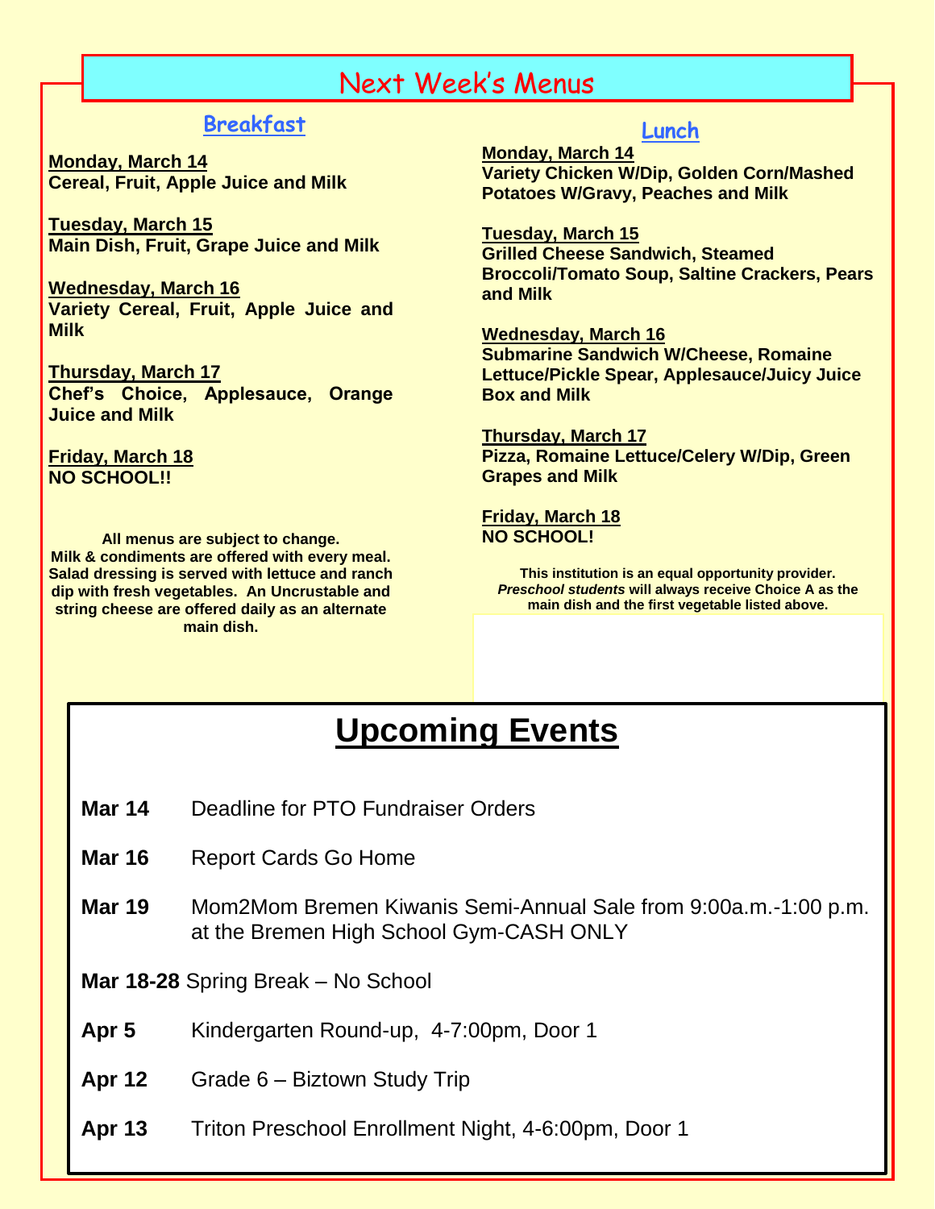# Next Week's Menus

## Breakfast

**Monday, March 14**
**Cereal, Fruit, Apple Juice and Milk**

**Tuesday, March 15**
**Main Dish, Fruit, Grape Juice and Milk**

**Wednesday, March 16**
**Variety Cereal, Fruit, Apple Juice and Milk**

**Thursday, March 17**
**Chef's Choice, Applesauce, Orange Juice and Milk**

**Friday, March 18**
**NO SCHOOL!!**

**All menus are subject to change. Milk & condiments are offered with every meal. Salad dressing is served with lettuce and ranch dip with fresh vegetables. An Uncrustable and string cheese are offered daily as an alternate main dish.**

## Lunch

**Monday, March 14**
**Variety Chicken W/Dip, Golden Corn/Mashed Potatoes W/Gravy, Peaches and Milk**

**Tuesday, March 15**
**Grilled Cheese Sandwich, Steamed Broccoli/Tomato Soup, Saltine Crackers, Pears and Milk**

**Wednesday, March 16**
**Submarine Sandwich W/Cheese, Romaine Lettuce/Pickle Spear, Applesauce/Juicy Juice Box and Milk**

**Thursday, March 17**
**Pizza, Romaine Lettuce/Celery W/Dip, Green Grapes and Milk**

**Friday, March 18**
**NO SCHOOL!**

**This institution is an equal opportunity provider.** ***Preschool students*** **will always receive Choice A as the main dish and the first vegetable listed above.**

# Upcoming Events

**Mar 14** Deadline for PTO Fundraiser Orders

**Mar 16** Report Cards Go Home

**Mar 19** Mom2Mom Bremen Kiwanis Semi-Annual Sale from 9:00a.m.-1:00 p.m. at the Bremen High School Gym-CASH ONLY

**Mar 18-28** Spring Break – No School

**Apr 5** Kindergarten Round-up, 4-7:00pm, Door 1

**Apr 12** Grade 6 – Biztown Study Trip

**Apr 13** Triton Preschool Enrollment Night, 4-6:00pm, Door 1